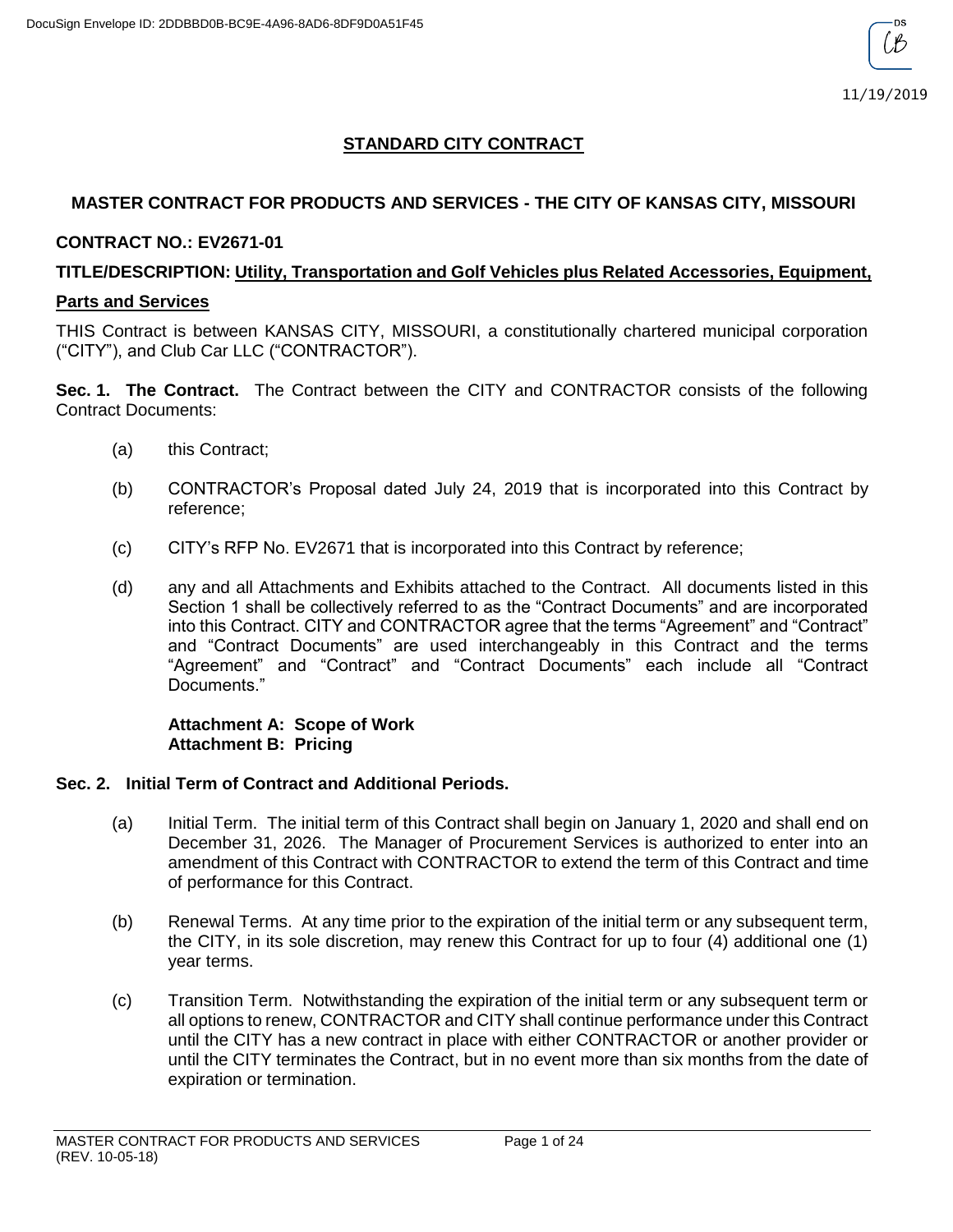# STANDARD CITY CONTRACT

## MASTER CONTRACT FOR PRODUCTS AND SERVICES - THE CITY OF KANSAS CITY, MISSOURI

**CONTRACT NO.: EV2671-01**

**TITLE/DESCRIPTION: Utility, Transportation and Golf Vehicles plus Related Accessories, Equipment, Parts and Services**

THIS Contract is between KANSAS CITY, MISSOURI, a constitutionally chartered municipal corporation ("CITY"), and Club Car LLC ("CONTRACTOR").

**Sec. 1. The Contract.** The Contract between the CITY and CONTRACTOR consists of the following Contract Documents:

(a) this Contract;

(b) CONTRACTOR's Proposal dated July 24, 2019 that is incorporated into this Contract by reference;

(c) CITY's RFP No. EV2671 that is incorporated into this Contract by reference;

(d) any and all Attachments and Exhibits attached to the Contract. All documents listed in this Section 1 shall be collectively referred to as the "Contract Documents" and are incorporated into this Contract. CITY and CONTRACTOR agree that the terms "Agreement" and "Contract" and "Contract Documents" are used interchangeably in this Contract and the terms "Agreement" and "Contract" and "Contract Documents" each include all "Contract Documents."

**Attachment A: Scope of Work**
**Attachment B: Pricing**

**Sec. 2. Initial Term of Contract and Additional Periods.**

(a) Initial Term. The initial term of this Contract shall begin on January 1, 2020 and shall end on December 31, 2026. The Manager of Procurement Services is authorized to enter into an amendment of this Contract with CONTRACTOR to extend the term of this Contract and time of performance for this Contract.

(b) Renewal Terms. At any time prior to the expiration of the initial term or any subsequent term, the CITY, in its sole discretion, may renew this Contract for up to four (4) additional one (1) year terms.

(c) Transition Term. Notwithstanding the expiration of the initial term or any subsequent term or all options to renew, CONTRACTOR and CITY shall continue performance under this Contract until the CITY has a new contract in place with either CONTRACTOR or another provider or until the CITY terminates the Contract, but in no event more than six months from the date of expiration or termination.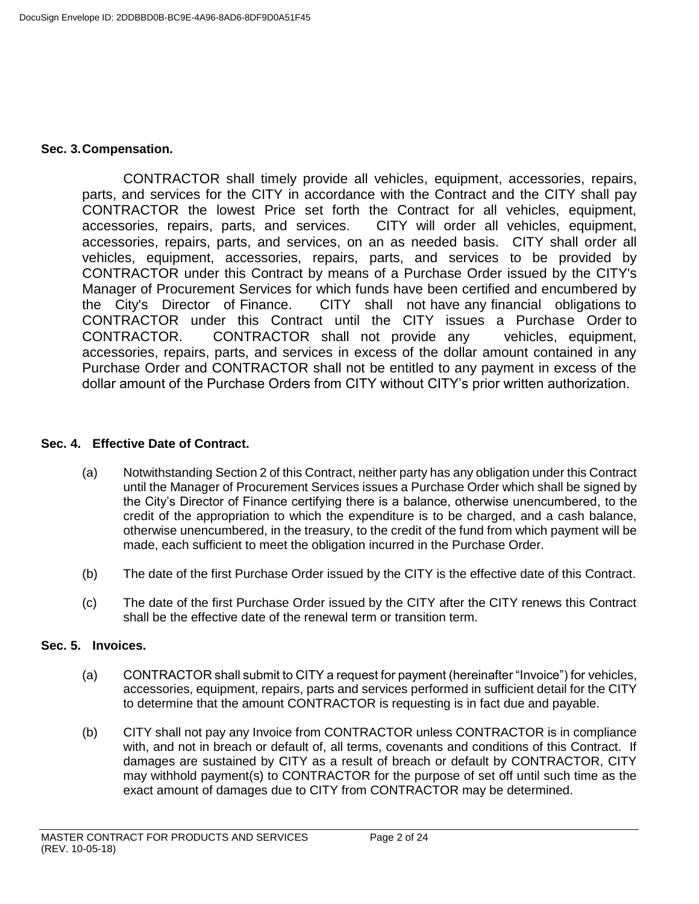**Sec. 3. Compensation.**

CONTRACTOR shall timely provide all vehicles, equipment, accessories, repairs, parts, and services for the CITY in accordance with the Contract and the CITY shall pay CONTRACTOR the lowest Price set forth the Contract for all vehicles, equipment, accessories, repairs, parts, and services. CITY will order all vehicles, equipment, accessories, repairs, parts, and services, on an as needed basis. CITY shall order all vehicles, equipment, accessories, repairs, parts, and services to be provided by CONTRACTOR under this Contract by means of a Purchase Order issued by the CITY's Manager of Procurement Services for which funds have been certified and encumbered by the City's Director of Finance. CITY shall not have any financial obligations to CONTRACTOR under this Contract until the CITY issues a Purchase Order to CONTRACTOR. CONTRACTOR shall not provide any vehicles, equipment, accessories, repairs, parts, and services in excess of the dollar amount contained in any Purchase Order and CONTRACTOR shall not be entitled to any payment in excess of the dollar amount of the Purchase Orders from CITY without CITY's prior written authorization.

**Sec. 4. Effective Date of Contract.**

(a) Notwithstanding Section 2 of this Contract, neither party has any obligation under this Contract until the Manager of Procurement Services issues a Purchase Order which shall be signed by the City's Director of Finance certifying there is a balance, otherwise unencumbered, to the credit of the appropriation to which the expenditure is to be charged, and a cash balance, otherwise unencumbered, in the treasury, to the credit of the fund from which payment will be made, each sufficient to meet the obligation incurred in the Purchase Order.

(b) The date of the first Purchase Order issued by the CITY is the effective date of this Contract.

(c) The date of the first Purchase Order issued by the CITY after the CITY renews this Contract shall be the effective date of the renewal term or transition term.

**Sec. 5. Invoices.**

(a) CONTRACTOR shall submit to CITY a request for payment (hereinafter "Invoice") for vehicles, accessories, equipment, repairs, parts and services performed in sufficient detail for the CITY to determine that the amount CONTRACTOR is requesting is in fact due and payable.

(b) CITY shall not pay any Invoice from CONTRACTOR unless CONTRACTOR is in compliance with, and not in breach or default of, all terms, covenants and conditions of this Contract. If damages are sustained by CITY as a result of breach or default by CONTRACTOR, CITY may withhold payment(s) to CONTRACTOR for the purpose of set off until such time as the exact amount of damages due to CITY from CONTRACTOR may be determined.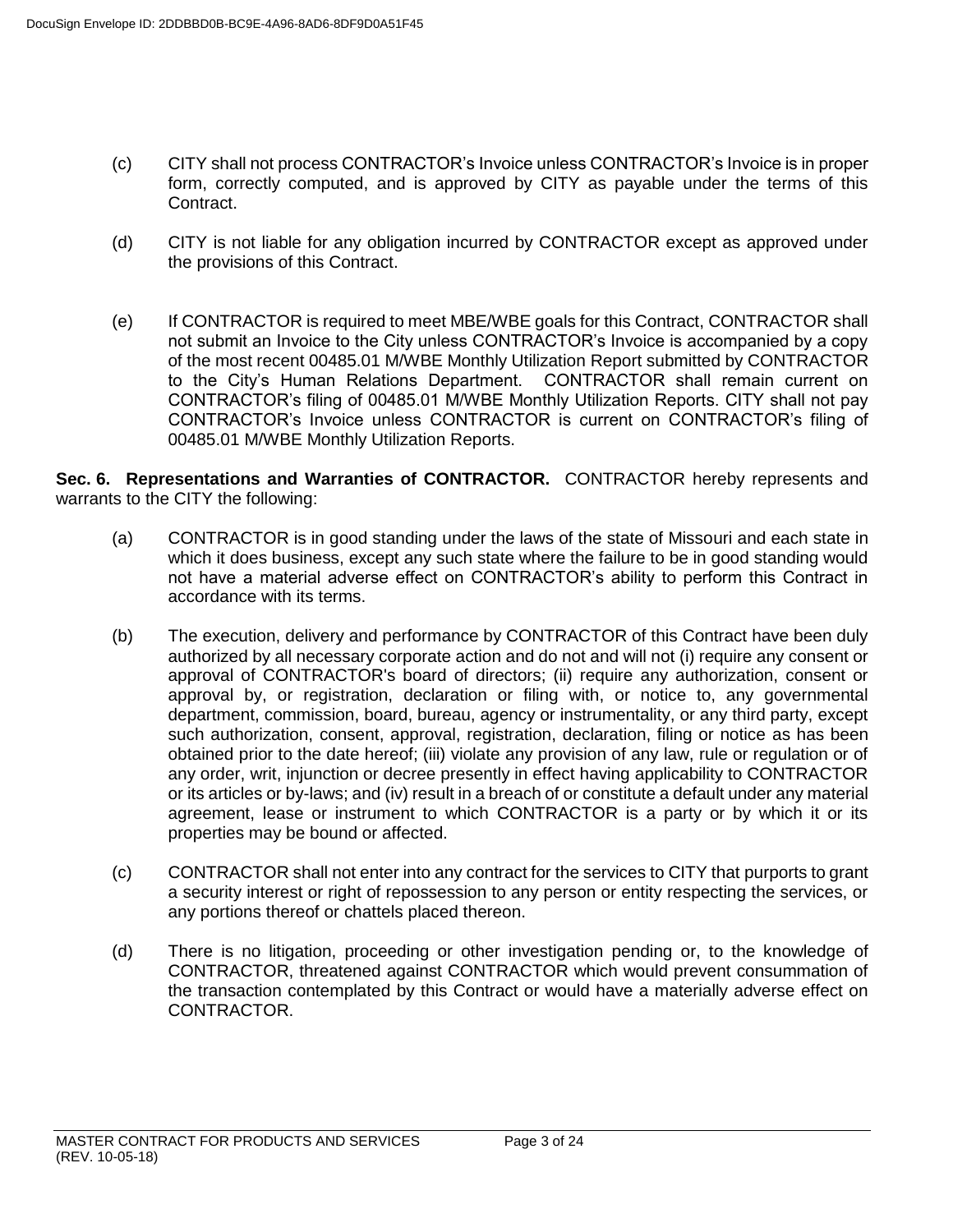(c) CITY shall not process CONTRACTOR's Invoice unless CONTRACTOR's Invoice is in proper form, correctly computed, and is approved by CITY as payable under the terms of this Contract.

(d) CITY is not liable for any obligation incurred by CONTRACTOR except as approved under the provisions of this Contract.

(e) If CONTRACTOR is required to meet MBE/WBE goals for this Contract, CONTRACTOR shall not submit an Invoice to the City unless CONTRACTOR's Invoice is accompanied by a copy of the most recent 00485.01 M/WBE Monthly Utilization Report submitted by CONTRACTOR to the City's Human Relations Department. CONTRACTOR shall remain current on CONTRACTOR's filing of 00485.01 M/WBE Monthly Utilization Reports. CITY shall not pay CONTRACTOR's Invoice unless CONTRACTOR is current on CONTRACTOR's filing of 00485.01 M/WBE Monthly Utilization Reports.

**Sec. 6. Representations and Warranties of CONTRACTOR.** CONTRACTOR hereby represents and warrants to the CITY the following:

(a) CONTRACTOR is in good standing under the laws of the state of Missouri and each state in which it does business, except any such state where the failure to be in good standing would not have a material adverse effect on CONTRACTOR's ability to perform this Contract in accordance with its terms.

(b) The execution, delivery and performance by CONTRACTOR of this Contract have been duly authorized by all necessary corporate action and do not and will not (i) require any consent or approval of CONTRACTOR's board of directors; (ii) require any authorization, consent or approval by, or registration, declaration or filing with, or notice to, any governmental department, commission, board, bureau, agency or instrumentality, or any third party, except such authorization, consent, approval, registration, declaration, filing or notice as has been obtained prior to the date hereof; (iii) violate any provision of any law, rule or regulation or of any order, writ, injunction or decree presently in effect having applicability to CONTRACTOR or its articles or by-laws; and (iv) result in a breach of or constitute a default under any material agreement, lease or instrument to which CONTRACTOR is a party or by which it or its properties may be bound or affected.

(c) CONTRACTOR shall not enter into any contract for the services to CITY that purports to grant a security interest or right of repossession to any person or entity respecting the services, or any portions thereof or chattels placed thereon.

(d) There is no litigation, proceeding or other investigation pending or, to the knowledge of CONTRACTOR, threatened against CONTRACTOR which would prevent consummation of the transaction contemplated by this Contract or would have a materially adverse effect on CONTRACTOR.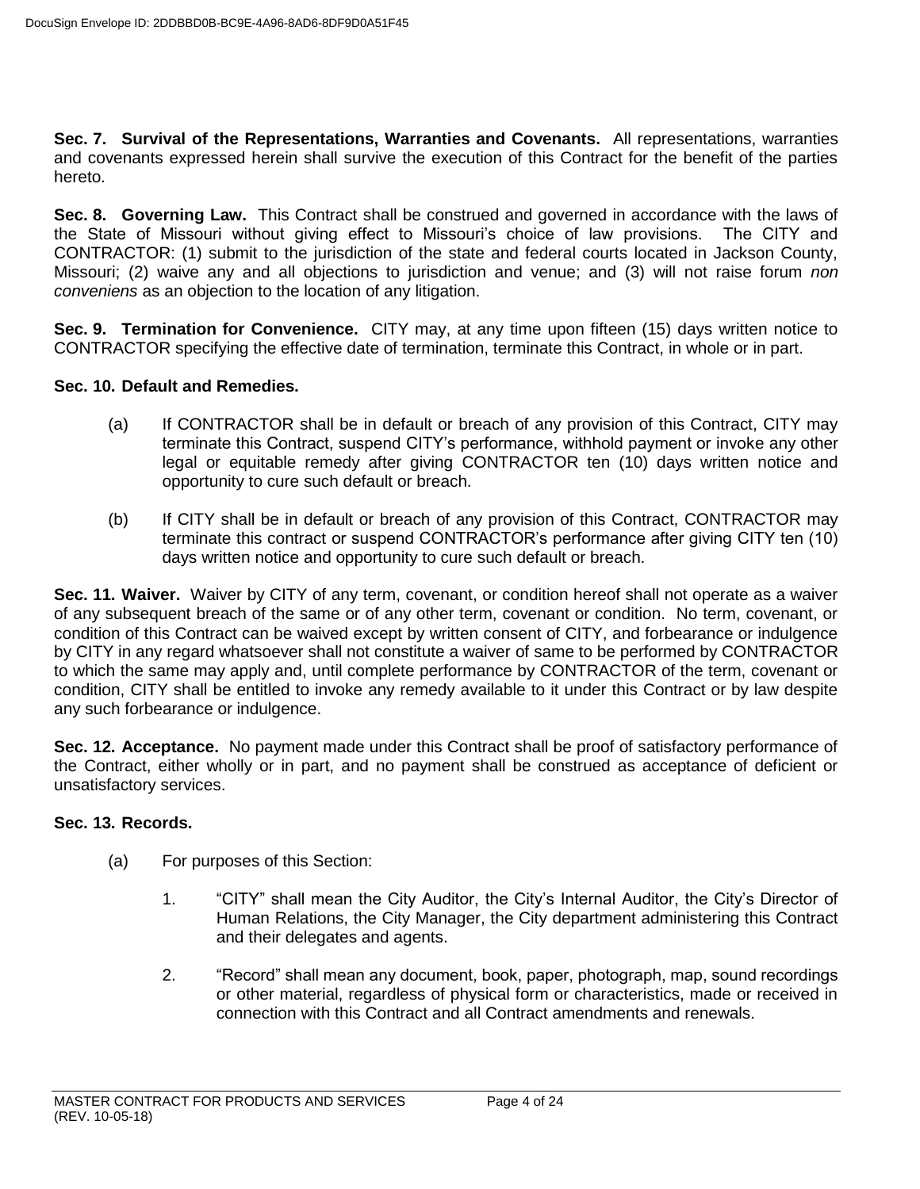**Sec. 7. Survival of the Representations, Warranties and Covenants.** All representations, warranties and covenants expressed herein shall survive the execution of this Contract for the benefit of the parties hereto.

**Sec. 8. Governing Law.** This Contract shall be construed and governed in accordance with the laws of the State of Missouri without giving effect to Missouri's choice of law provisions. The CITY and CONTRACTOR: (1) submit to the jurisdiction of the state and federal courts located in Jackson County, Missouri; (2) waive any and all objections to jurisdiction and venue; and (3) will not raise forum *non conveniens* as an objection to the location of any litigation.

**Sec. 9. Termination for Convenience.** CITY may, at any time upon fifteen (15) days written notice to CONTRACTOR specifying the effective date of termination, terminate this Contract, in whole or in part.

**Sec. 10. Default and Remedies.**

(a) If CONTRACTOR shall be in default or breach of any provision of this Contract, CITY may terminate this Contract, suspend CITY's performance, withhold payment or invoke any other legal or equitable remedy after giving CONTRACTOR ten (10) days written notice and opportunity to cure such default or breach.

(b) If CITY shall be in default or breach of any provision of this Contract, CONTRACTOR may terminate this contract or suspend CONTRACTOR's performance after giving CITY ten (10) days written notice and opportunity to cure such default or breach.

**Sec. 11. Waiver.** Waiver by CITY of any term, covenant, or condition hereof shall not operate as a waiver of any subsequent breach of the same or of any other term, covenant or condition. No term, covenant, or condition of this Contract can be waived except by written consent of CITY, and forbearance or indulgence by CITY in any regard whatsoever shall not constitute a waiver of same to be performed by CONTRACTOR to which the same may apply and, until complete performance by CONTRACTOR of the term, covenant or condition, CITY shall be entitled to invoke any remedy available to it under this Contract or by law despite any such forbearance or indulgence.

**Sec. 12. Acceptance.** No payment made under this Contract shall be proof of satisfactory performance of the Contract, either wholly or in part, and no payment shall be construed as acceptance of deficient or unsatisfactory services.

**Sec. 13. Records.**

(a) For purposes of this Section:

1. "CITY" shall mean the City Auditor, the City's Internal Auditor, the City's Director of Human Relations, the City Manager, the City department administering this Contract and their delegates and agents.

2. "Record" shall mean any document, book, paper, photograph, map, sound recordings or other material, regardless of physical form or characteristics, made or received in connection with this Contract and all Contract amendments and renewals.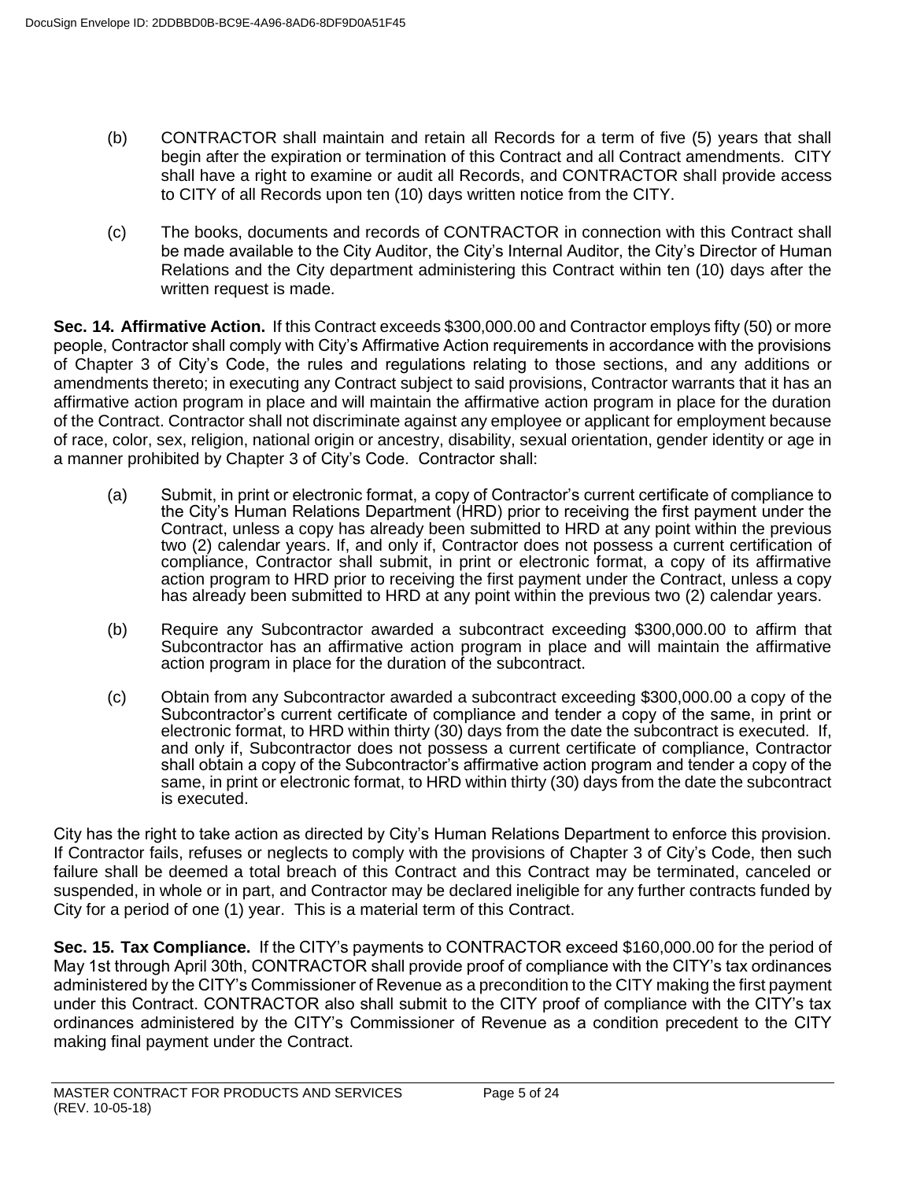(b) CONTRACTOR shall maintain and retain all Records for a term of five (5) years that shall begin after the expiration or termination of this Contract and all Contract amendments. CITY shall have a right to examine or audit all Records, and CONTRACTOR shall provide access to CITY of all Records upon ten (10) days written notice from the CITY.

(c) The books, documents and records of CONTRACTOR in connection with this Contract shall be made available to the City Auditor, the City's Internal Auditor, the City's Director of Human Relations and the City department administering this Contract within ten (10) days after the written request is made.

**Sec. 14. Affirmative Action.** If this Contract exceeds $300,000.00 and Contractor employs fifty (50) or more people, Contractor shall comply with City's Affirmative Action requirements in accordance with the provisions of Chapter 3 of City's Code, the rules and regulations relating to those sections, and any additions or amendments thereto; in executing any Contract subject to said provisions, Contractor warrants that it has an affirmative action program in place and will maintain the affirmative action program in place for the duration of the Contract. Contractor shall not discriminate against any employee or applicant for employment because of race, color, sex, religion, national origin or ancestry, disability, sexual orientation, gender identity or age in a manner prohibited by Chapter 3 of City's Code. Contractor shall:

(a) Submit, in print or electronic format, a copy of Contractor's current certificate of compliance to the City's Human Relations Department (HRD) prior to receiving the first payment under the Contract, unless a copy has already been submitted to HRD at any point within the previous two (2) calendar years. If, and only if, Contractor does not possess a current certification of compliance, Contractor shall submit, in print or electronic format, a copy of its affirmative action program to HRD prior to receiving the first payment under the Contract, unless a copy has already been submitted to HRD at any point within the previous two (2) calendar years.

(b) Require any Subcontractor awarded a subcontract exceeding $300,000.00 to affirm that Subcontractor has an affirmative action program in place and will maintain the affirmative action program in place for the duration of the subcontract.

(c) Obtain from any Subcontractor awarded a subcontract exceeding $300,000.00 a copy of the Subcontractor's current certificate of compliance and tender a copy of the same, in print or electronic format, to HRD within thirty (30) days from the date the subcontract is executed. If, and only if, Subcontractor does not possess a current certificate of compliance, Contractor shall obtain a copy of the Subcontractor's affirmative action program and tender a copy of the same, in print or electronic format, to HRD within thirty (30) days from the date the subcontract is executed.

City has the right to take action as directed by City's Human Relations Department to enforce this provision. If Contractor fails, refuses or neglects to comply with the provisions of Chapter 3 of City's Code, then such failure shall be deemed a total breach of this Contract and this Contract may be terminated, canceled or suspended, in whole or in part, and Contractor may be declared ineligible for any further contracts funded by City for a period of one (1) year. This is a material term of this Contract.

**Sec. 15. Tax Compliance.** If the CITY's payments to CONTRACTOR exceed $160,000.00 for the period of May 1st through April 30th, CONTRACTOR shall provide proof of compliance with the CITY's tax ordinances administered by the CITY's Commissioner of Revenue as a precondition to the CITY making the first payment under this Contract. CONTRACTOR also shall submit to the CITY proof of compliance with the CITY's tax ordinances administered by the CITY's Commissioner of Revenue as a condition precedent to the CITY making final payment under the Contract.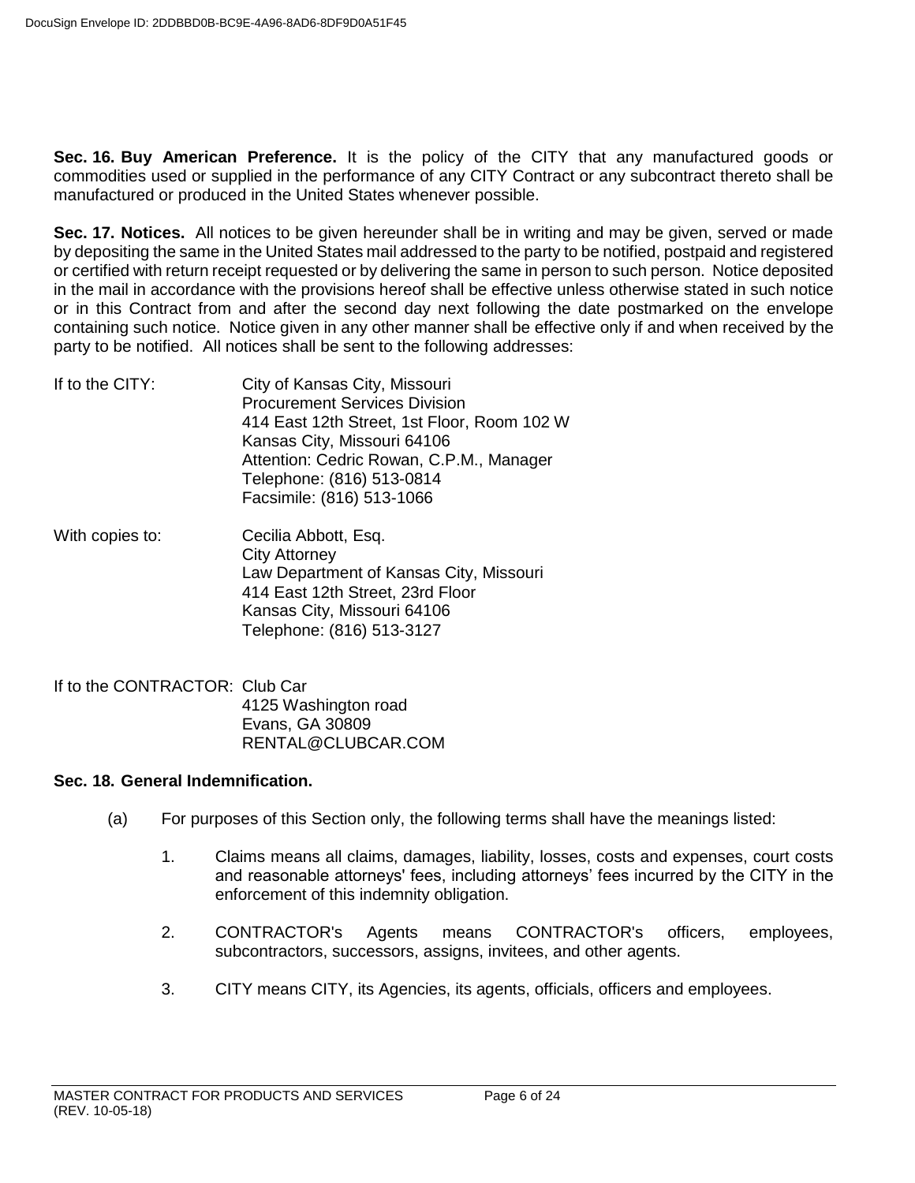**Sec. 16. Buy American Preference.** It is the policy of the CITY that any manufactured goods or commodities used or supplied in the performance of any CITY Contract or any subcontract thereto shall be manufactured or produced in the United States whenever possible.

**Sec. 17. Notices.** All notices to be given hereunder shall be in writing and may be given, served or made by depositing the same in the United States mail addressed to the party to be notified, postpaid and registered or certified with return receipt requested or by delivering the same in person to such person. Notice deposited in the mail in accordance with the provisions hereof shall be effective unless otherwise stated in such notice or in this Contract from and after the second day next following the date postmarked on the envelope containing such notice. Notice given in any other manner shall be effective only if and when received by the party to be notified. All notices shall be sent to the following addresses:

If to the CITY:

City of Kansas City, Missouri
Procurement Services Division
414 East 12th Street, 1st Floor, Room 102 W
Kansas City, Missouri 64106
Attention: Cedric Rowan, C.P.M., Manager
Telephone: (816) 513-0814
Facsimile: (816) 513-1066

With copies to:

Cecilia Abbott, Esq.
City Attorney
Law Department of Kansas City, Missouri
414 East 12th Street, 23rd Floor
Kansas City, Missouri 64106
Telephone: (816) 513-3127

If to the CONTRACTOR:

Club Car
4125 Washington road
Evans, GA 30809
RENTAL@CLUBCAR.COM

**Sec. 18. General Indemnification.**

(a) For purposes of this Section only, the following terms shall have the meanings listed:

1. Claims means all claims, damages, liability, losses, costs and expenses, court costs and reasonable attorneys' fees, including attorneys' fees incurred by the CITY in the enforcement of this indemnity obligation.

2. CONTRACTOR's Agents means CONTRACTOR's officers, employees, subcontractors, successors, assigns, invitees, and other agents.

3. CITY means CITY, its Agencies, its agents, officials, officers and employees.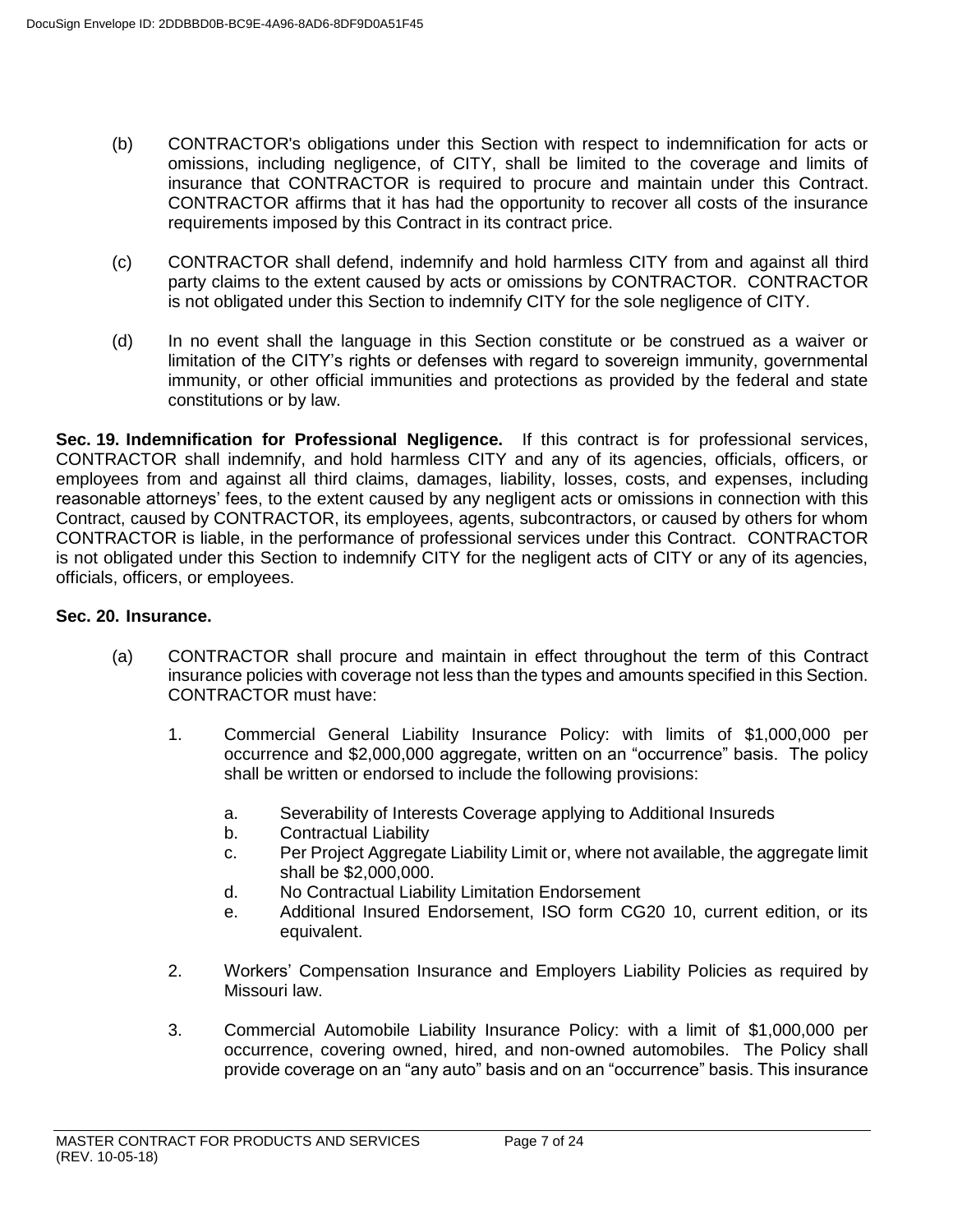(b) CONTRACTOR's obligations under this Section with respect to indemnification for acts or omissions, including negligence, of CITY, shall be limited to the coverage and limits of insurance that CONTRACTOR is required to procure and maintain under this Contract. CONTRACTOR affirms that it has had the opportunity to recover all costs of the insurance requirements imposed by this Contract in its contract price.

(c) CONTRACTOR shall defend, indemnify and hold harmless CITY from and against all third party claims to the extent caused by acts or omissions by CONTRACTOR. CONTRACTOR is not obligated under this Section to indemnify CITY for the sole negligence of CITY.

(d) In no event shall the language in this Section constitute or be construed as a waiver or limitation of the CITY's rights or defenses with regard to sovereign immunity, governmental immunity, or other official immunities and protections as provided by the federal and state constitutions or by law.

**Sec. 19. Indemnification for Professional Negligence.** If this contract is for professional services, CONTRACTOR shall indemnify, and hold harmless CITY and any of its agencies, officials, officers, or employees from and against all third claims, damages, liability, losses, costs, and expenses, including reasonable attorneys' fees, to the extent caused by any negligent acts or omissions in connection with this Contract, caused by CONTRACTOR, its employees, agents, subcontractors, or caused by others for whom CONTRACTOR is liable, in the performance of professional services under this Contract. CONTRACTOR is not obligated under this Section to indemnify CITY for the negligent acts of CITY or any of its agencies, officials, officers, or employees.

**Sec. 20. Insurance.**

(a) CONTRACTOR shall procure and maintain in effect throughout the term of this Contract insurance policies with coverage not less than the types and amounts specified in this Section. CONTRACTOR must have:

1. Commercial General Liability Insurance Policy: with limits of $1,000,000 per occurrence and $2,000,000 aggregate, written on an "occurrence" basis. The policy shall be written or endorsed to include the following provisions:

   a. Severability of Interests Coverage applying to Additional Insureds
   b. Contractual Liability
   c. Per Project Aggregate Liability Limit or, where not available, the aggregate limit shall be $2,000,000.
   d. No Contractual Liability Limitation Endorsement
   e. Additional Insured Endorsement, ISO form CG20 10, current edition, or its equivalent.

2. Workers' Compensation Insurance and Employers Liability Policies as required by Missouri law.

3. Commercial Automobile Liability Insurance Policy: with a limit of $1,000,000 per occurrence, covering owned, hired, and non-owned automobiles. The Policy shall provide coverage on an "any auto" basis and on an "occurrence" basis. This insurance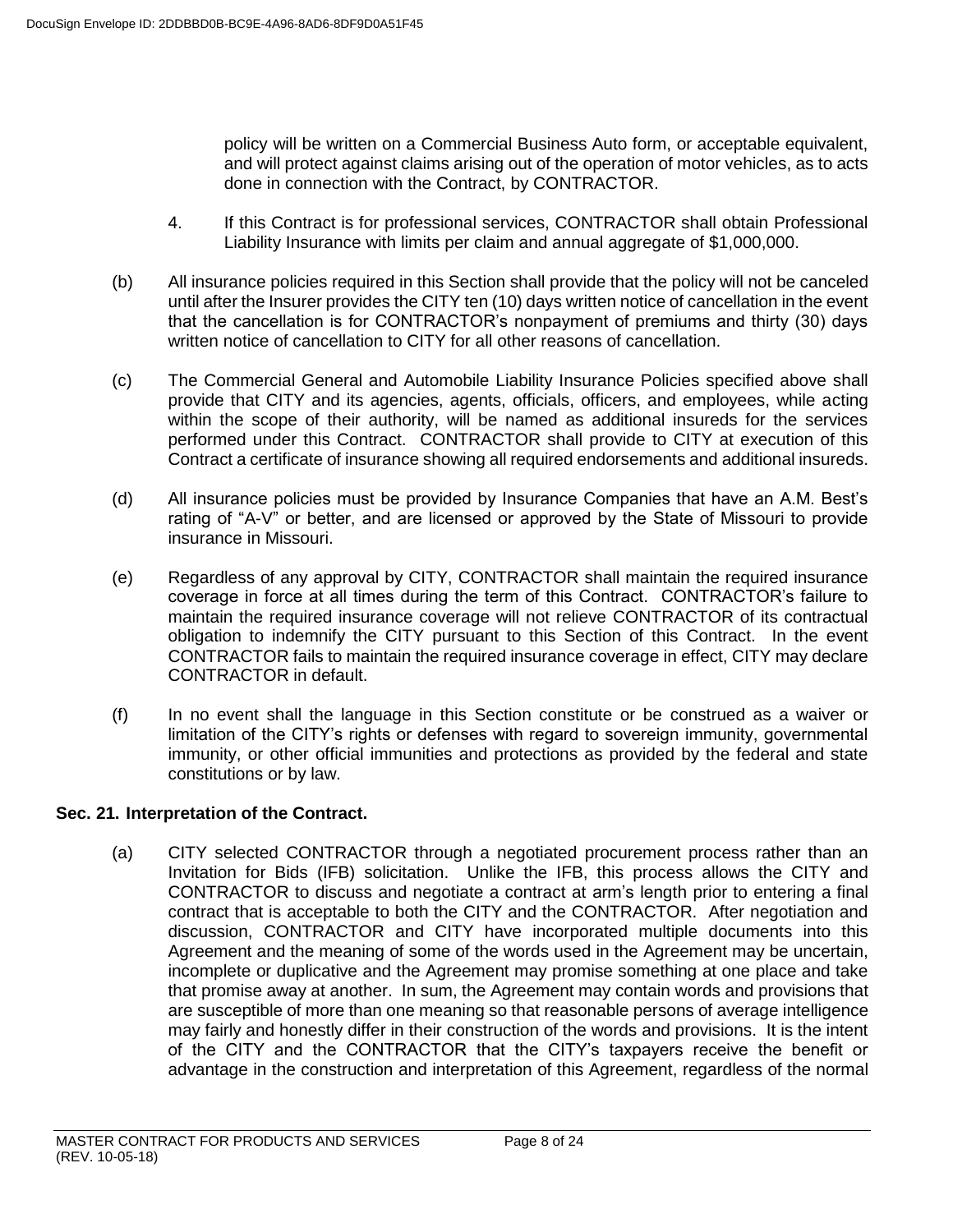policy will be written on a Commercial Business Auto form, or acceptable equivalent, and will protect against claims arising out of the operation of motor vehicles, as to acts done in connection with the Contract, by CONTRACTOR.

4. If this Contract is for professional services, CONTRACTOR shall obtain Professional Liability Insurance with limits per claim and annual aggregate of $1,000,000.

(b) All insurance policies required in this Section shall provide that the policy will not be canceled until after the Insurer provides the CITY ten (10) days written notice of cancellation in the event that the cancellation is for CONTRACTOR's nonpayment of premiums and thirty (30) days written notice of cancellation to CITY for all other reasons of cancellation.

(c) The Commercial General and Automobile Liability Insurance Policies specified above shall provide that CITY and its agencies, agents, officials, officers, and employees, while acting within the scope of their authority, will be named as additional insureds for the services performed under this Contract. CONTRACTOR shall provide to CITY at execution of this Contract a certificate of insurance showing all required endorsements and additional insureds.

(d) All insurance policies must be provided by Insurance Companies that have an A.M. Best's rating of "A-V" or better, and are licensed or approved by the State of Missouri to provide insurance in Missouri.

(e) Regardless of any approval by CITY, CONTRACTOR shall maintain the required insurance coverage in force at all times during the term of this Contract. CONTRACTOR's failure to maintain the required insurance coverage will not relieve CONTRACTOR of its contractual obligation to indemnify the CITY pursuant to this Section of this Contract. In the event CONTRACTOR fails to maintain the required insurance coverage in effect, CITY may declare CONTRACTOR in default.

(f) In no event shall the language in this Section constitute or be construed as a waiver or limitation of the CITY's rights or defenses with regard to sovereign immunity, governmental immunity, or other official immunities and protections as provided by the federal and state constitutions or by law.

## Sec. 21. Interpretation of the Contract.

(a) CITY selected CONTRACTOR through a negotiated procurement process rather than an Invitation for Bids (IFB) solicitation. Unlike the IFB, this process allows the CITY and CONTRACTOR to discuss and negotiate a contract at arm's length prior to entering a final contract that is acceptable to both the CITY and the CONTRACTOR. After negotiation and discussion, CONTRACTOR and CITY have incorporated multiple documents into this Agreement and the meaning of some of the words used in the Agreement may be uncertain, incomplete or duplicative and the Agreement may promise something at one place and take that promise away at another. In sum, the Agreement may contain words and provisions that are susceptible of more than one meaning so that reasonable persons of average intelligence may fairly and honestly differ in their construction of the words and provisions. It is the intent of the CITY and the CONTRACTOR that the CITY's taxpayers receive the benefit or advantage in the construction and interpretation of this Agreement, regardless of the normal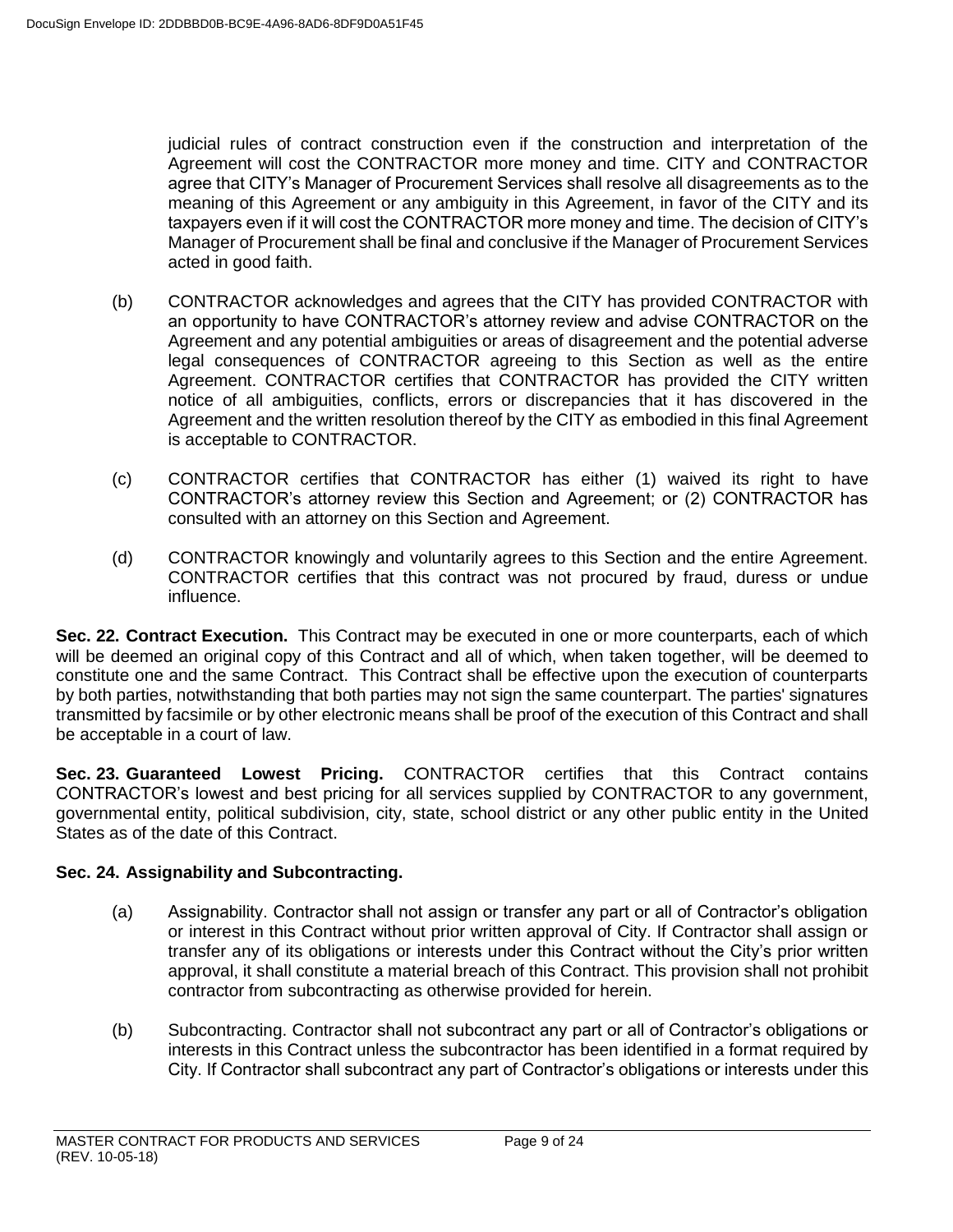judicial rules of contract construction even if the construction and interpretation of the Agreement will cost the CONTRACTOR more money and time. CITY and CONTRACTOR agree that CITY's Manager of Procurement Services shall resolve all disagreements as to the meaning of this Agreement or any ambiguity in this Agreement, in favor of the CITY and its taxpayers even if it will cost the CONTRACTOR more money and time. The decision of CITY's Manager of Procurement shall be final and conclusive if the Manager of Procurement Services acted in good faith.

(b) CONTRACTOR acknowledges and agrees that the CITY has provided CONTRACTOR with an opportunity to have CONTRACTOR's attorney review and advise CONTRACTOR on the Agreement and any potential ambiguities or areas of disagreement and the potential adverse legal consequences of CONTRACTOR agreeing to this Section as well as the entire Agreement. CONTRACTOR certifies that CONTRACTOR has provided the CITY written notice of all ambiguities, conflicts, errors or discrepancies that it has discovered in the Agreement and the written resolution thereof by the CITY as embodied in this final Agreement is acceptable to CONTRACTOR.

(c) CONTRACTOR certifies that CONTRACTOR has either (1) waived its right to have CONTRACTOR's attorney review this Section and Agreement; or (2) CONTRACTOR has consulted with an attorney on this Section and Agreement.

(d) CONTRACTOR knowingly and voluntarily agrees to this Section and the entire Agreement. CONTRACTOR certifies that this contract was not procured by fraud, duress or undue influence.

**Sec. 22. Contract Execution.** This Contract may be executed in one or more counterparts, each of which will be deemed an original copy of this Contract and all of which, when taken together, will be deemed to constitute one and the same Contract. This Contract shall be effective upon the execution of counterparts by both parties, notwithstanding that both parties may not sign the same counterpart. The parties' signatures transmitted by facsimile or by other electronic means shall be proof of the execution of this Contract and shall be acceptable in a court of law.

**Sec. 23. Guaranteed Lowest Pricing.** CONTRACTOR certifies that this Contract contains CONTRACTOR's lowest and best pricing for all services supplied by CONTRACTOR to any government, governmental entity, political subdivision, city, state, school district or any other public entity in the United States as of the date of this Contract.

**Sec. 24. Assignability and Subcontracting.**

(a) Assignability. Contractor shall not assign or transfer any part or all of Contractor's obligation or interest in this Contract without prior written approval of City. If Contractor shall assign or transfer any of its obligations or interests under this Contract without the City's prior written approval, it shall constitute a material breach of this Contract. This provision shall not prohibit contractor from subcontracting as otherwise provided for herein.

(b) Subcontracting. Contractor shall not subcontract any part or all of Contractor's obligations or interests in this Contract unless the subcontractor has been identified in a format required by City. If Contractor shall subcontract any part of Contractor's obligations or interests under this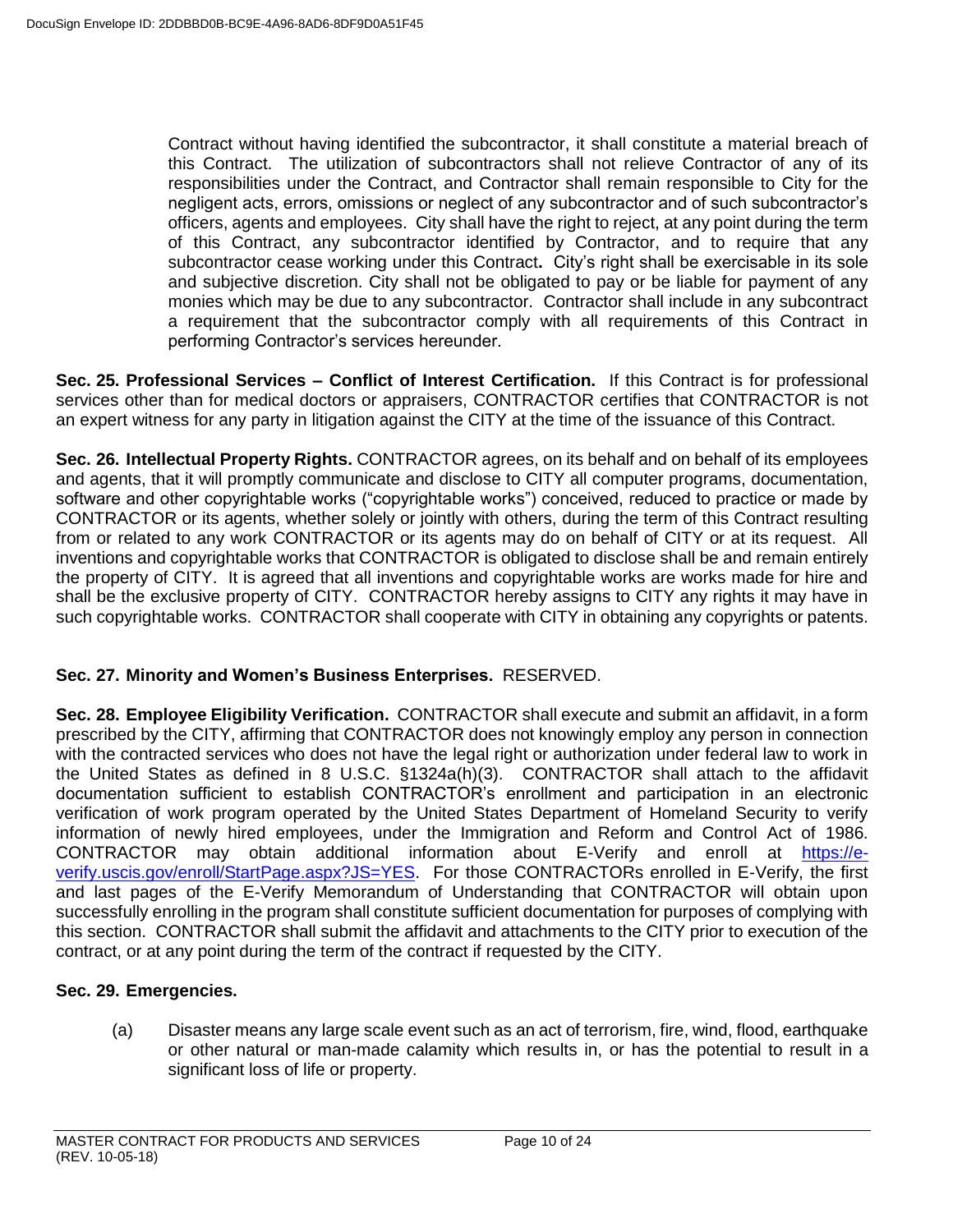Contract without having identified the subcontractor, it shall constitute a material breach of this Contract. The utilization of subcontractors shall not relieve Contractor of any of its responsibilities under the Contract, and Contractor shall remain responsible to City for the negligent acts, errors, omissions or neglect of any subcontractor and of such subcontractor's officers, agents and employees. City shall have the right to reject, at any point during the term of this Contract, any subcontractor identified by Contractor, and to require that any subcontractor cease working under this Contract**.** City's right shall be exercisable in its sole and subjective discretion. City shall not be obligated to pay or be liable for payment of any monies which may be due to any subcontractor. Contractor shall include in any subcontract a requirement that the subcontractor comply with all requirements of this Contract in performing Contractor's services hereunder.

**Sec. 25. Professional Services – Conflict of Interest Certification.** If this Contract is for professional services other than for medical doctors or appraisers, CONTRACTOR certifies that CONTRACTOR is not an expert witness for any party in litigation against the CITY at the time of the issuance of this Contract.

**Sec. 26. Intellectual Property Rights.** CONTRACTOR agrees, on its behalf and on behalf of its employees and agents, that it will promptly communicate and disclose to CITY all computer programs, documentation, software and other copyrightable works ("copyrightable works") conceived, reduced to practice or made by CONTRACTOR or its agents, whether solely or jointly with others, during the term of this Contract resulting from or related to any work CONTRACTOR or its agents may do on behalf of CITY or at its request. All inventions and copyrightable works that CONTRACTOR is obligated to disclose shall be and remain entirely the property of CITY. It is agreed that all inventions and copyrightable works are works made for hire and shall be the exclusive property of CITY. CONTRACTOR hereby assigns to CITY any rights it may have in such copyrightable works. CONTRACTOR shall cooperate with CITY in obtaining any copyrights or patents.

**Sec. 27. Minority and Women's Business Enterprises.** RESERVED.

**Sec. 28. Employee Eligibility Verification.** CONTRACTOR shall execute and submit an affidavit, in a form prescribed by the CITY, affirming that CONTRACTOR does not knowingly employ any person in connection with the contracted services who does not have the legal right or authorization under federal law to work in the United States as defined in 8 U.S.C. §1324a(h)(3). CONTRACTOR shall attach to the affidavit documentation sufficient to establish CONTRACTOR's enrollment and participation in an electronic verification of work program operated by the United States Department of Homeland Security to verify information of newly hired employees, under the Immigration and Reform and Control Act of 1986. CONTRACTOR may obtain additional information about E-Verify and enroll at [https://e-verify.uscis.gov/enroll/StartPage.aspx?JS=YES](https://e-verify.uscis.gov/enroll/StartPage.aspx?JS=YES). For those CONTRACTORs enrolled in E-Verify, the first and last pages of the E-Verify Memorandum of Understanding that CONTRACTOR will obtain upon successfully enrolling in the program shall constitute sufficient documentation for purposes of complying with this section. CONTRACTOR shall submit the affidavit and attachments to the CITY prior to execution of the contract, or at any point during the term of the contract if requested by the CITY.

**Sec. 29. Emergencies.**

(a) Disaster means any large scale event such as an act of terrorism, fire, wind, flood, earthquake or other natural or man-made calamity which results in, or has the potential to result in a significant loss of life or property.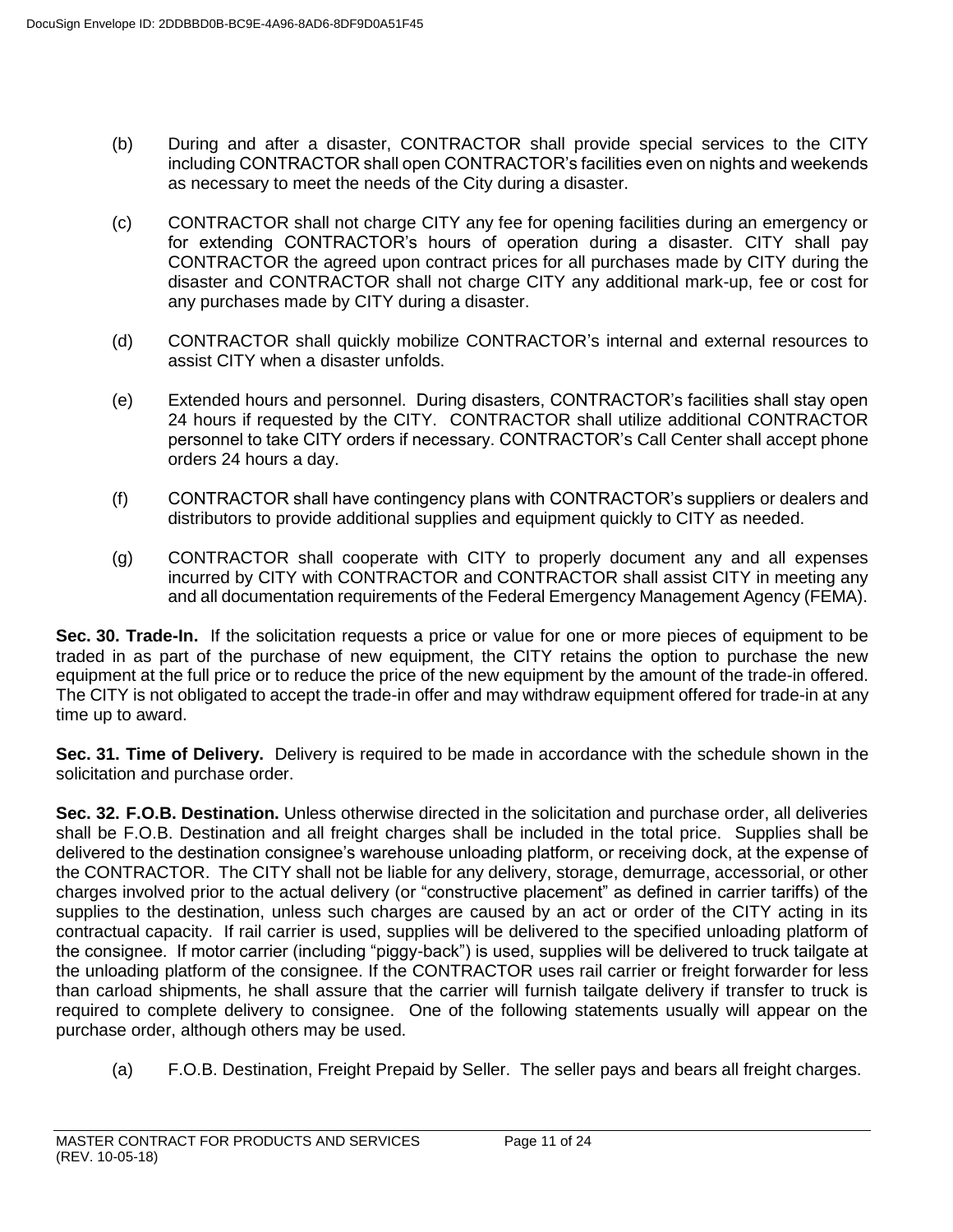(b) During and after a disaster, CONTRACTOR shall provide special services to the CITY including CONTRACTOR shall open CONTRACTOR's facilities even on nights and weekends as necessary to meet the needs of the City during a disaster.

(c) CONTRACTOR shall not charge CITY any fee for opening facilities during an emergency or for extending CONTRACTOR's hours of operation during a disaster. CITY shall pay CONTRACTOR the agreed upon contract prices for all purchases made by CITY during the disaster and CONTRACTOR shall not charge CITY any additional mark-up, fee or cost for any purchases made by CITY during a disaster.

(d) CONTRACTOR shall quickly mobilize CONTRACTOR's internal and external resources to assist CITY when a disaster unfolds.

(e) Extended hours and personnel. During disasters, CONTRACTOR's facilities shall stay open 24 hours if requested by the CITY. CONTRACTOR shall utilize additional CONTRACTOR personnel to take CITY orders if necessary. CONTRACTOR's Call Center shall accept phone orders 24 hours a day.

(f) CONTRACTOR shall have contingency plans with CONTRACTOR's suppliers or dealers and distributors to provide additional supplies and equipment quickly to CITY as needed.

(g) CONTRACTOR shall cooperate with CITY to properly document any and all expenses incurred by CITY with CONTRACTOR and CONTRACTOR shall assist CITY in meeting any and all documentation requirements of the Federal Emergency Management Agency (FEMA).

**Sec. 30. Trade-In.** If the solicitation requests a price or value for one or more pieces of equipment to be traded in as part of the purchase of new equipment, the CITY retains the option to purchase the new equipment at the full price or to reduce the price of the new equipment by the amount of the trade-in offered. The CITY is not obligated to accept the trade-in offer and may withdraw equipment offered for trade-in at any time up to award.

**Sec. 31. Time of Delivery.** Delivery is required to be made in accordance with the schedule shown in the solicitation and purchase order.

**Sec. 32. F.O.B. Destination.** Unless otherwise directed in the solicitation and purchase order, all deliveries shall be F.O.B. Destination and all freight charges shall be included in the total price. Supplies shall be delivered to the destination consignee's warehouse unloading platform, or receiving dock, at the expense of the CONTRACTOR. The CITY shall not be liable for any delivery, storage, demurrage, accessorial, or other charges involved prior to the actual delivery (or "constructive placement" as defined in carrier tariffs) of the supplies to the destination, unless such charges are caused by an act or order of the CITY acting in its contractual capacity. If rail carrier is used, supplies will be delivered to the specified unloading platform of the consignee. If motor carrier (including "piggy-back") is used, supplies will be delivered to truck tailgate at the unloading platform of the consignee. If the CONTRACTOR uses rail carrier or freight forwarder for less than carload shipments, he shall assure that the carrier will furnish tailgate delivery if transfer to truck is required to complete delivery to consignee. One of the following statements usually will appear on the purchase order, although others may be used.

(a) F.O.B. Destination, Freight Prepaid by Seller. The seller pays and bears all freight charges.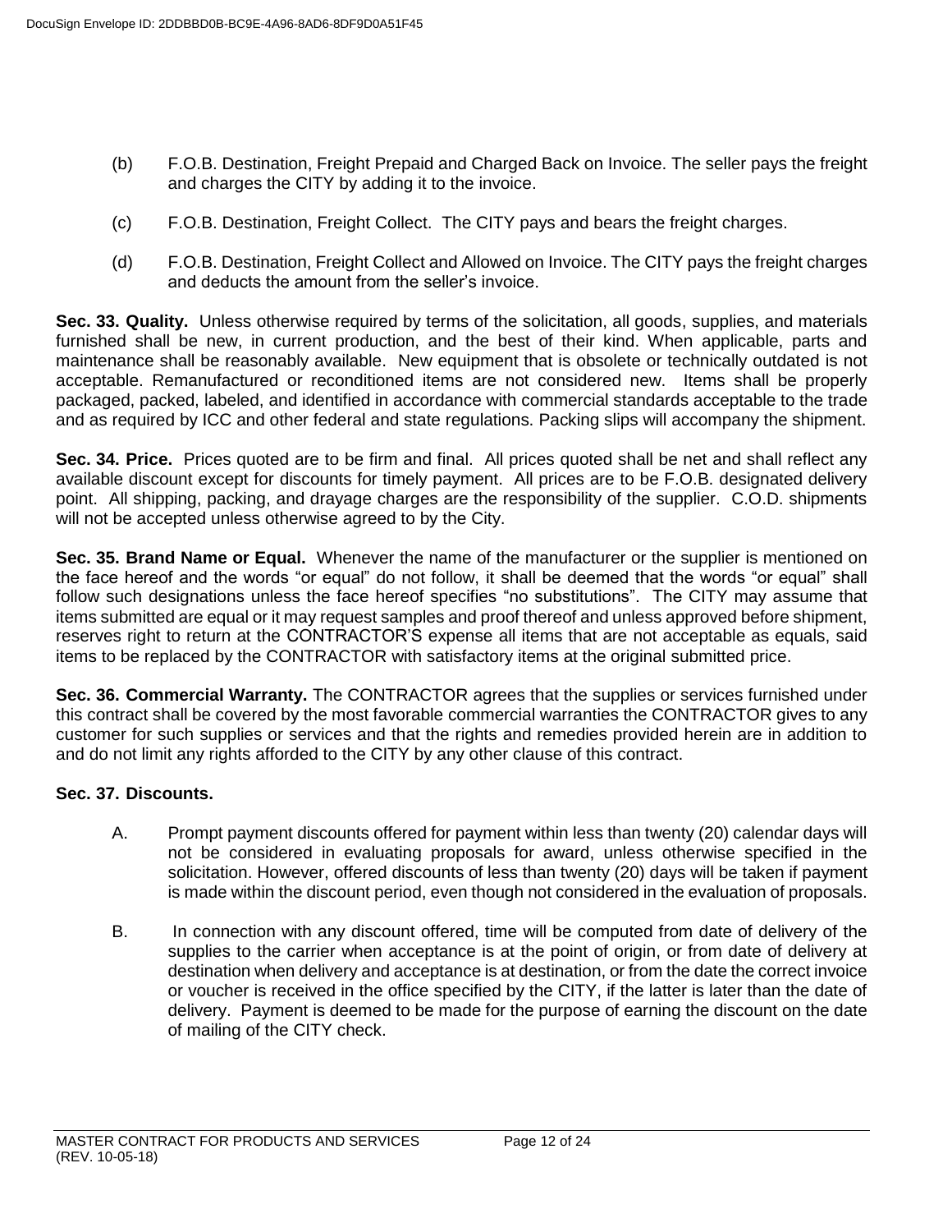(b) F.O.B. Destination, Freight Prepaid and Charged Back on Invoice. The seller pays the freight and charges the CITY by adding it to the invoice.

(c) F.O.B. Destination, Freight Collect. The CITY pays and bears the freight charges.

(d) F.O.B. Destination, Freight Collect and Allowed on Invoice. The CITY pays the freight charges and deducts the amount from the seller's invoice.

**Sec. 33. Quality.** Unless otherwise required by terms of the solicitation, all goods, supplies, and materials furnished shall be new, in current production, and the best of their kind. When applicable, parts and maintenance shall be reasonably available. New equipment that is obsolete or technically outdated is not acceptable. Remanufactured or reconditioned items are not considered new. Items shall be properly packaged, packed, labeled, and identified in accordance with commercial standards acceptable to the trade and as required by ICC and other federal and state regulations. Packing slips will accompany the shipment.

**Sec. 34. Price.** Prices quoted are to be firm and final. All prices quoted shall be net and shall reflect any available discount except for discounts for timely payment. All prices are to be F.O.B. designated delivery point. All shipping, packing, and drayage charges are the responsibility of the supplier. C.O.D. shipments will not be accepted unless otherwise agreed to by the City.

**Sec. 35. Brand Name or Equal.** Whenever the name of the manufacturer or the supplier is mentioned on the face hereof and the words "or equal" do not follow, it shall be deemed that the words "or equal" shall follow such designations unless the face hereof specifies "no substitutions". The CITY may assume that items submitted are equal or it may request samples and proof thereof and unless approved before shipment, reserves right to return at the CONTRACTOR'S expense all items that are not acceptable as equals, said items to be replaced by the CONTRACTOR with satisfactory items at the original submitted price.

**Sec. 36. Commercial Warranty.** The CONTRACTOR agrees that the supplies or services furnished under this contract shall be covered by the most favorable commercial warranties the CONTRACTOR gives to any customer for such supplies or services and that the rights and remedies provided herein are in addition to and do not limit any rights afforded to the CITY by any other clause of this contract.

**Sec. 37. Discounts.**

A. Prompt payment discounts offered for payment within less than twenty (20) calendar days will not be considered in evaluating proposals for award, unless otherwise specified in the solicitation. However, offered discounts of less than twenty (20) days will be taken if payment is made within the discount period, even though not considered in the evaluation of proposals.

B. In connection with any discount offered, time will be computed from date of delivery of the supplies to the carrier when acceptance is at the point of origin, or from date of delivery at destination when delivery and acceptance is at destination, or from the date the correct invoice or voucher is received in the office specified by the CITY, if the latter is later than the date of delivery. Payment is deemed to be made for the purpose of earning the discount on the date of mailing of the CITY check.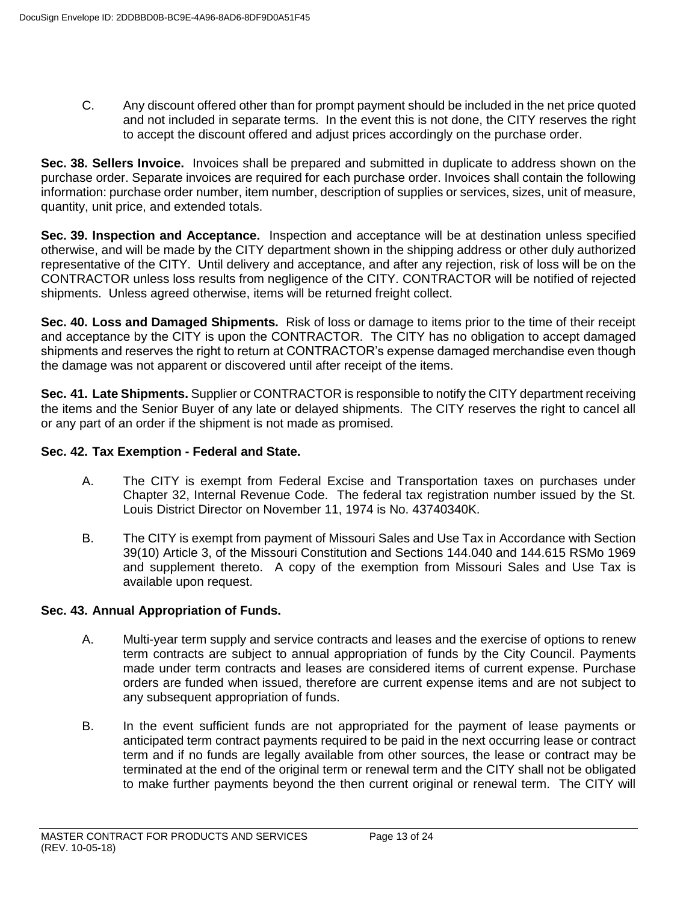C. Any discount offered other than for prompt payment should be included in the net price quoted and not included in separate terms. In the event this is not done, the CITY reserves the right to accept the discount offered and adjust prices accordingly on the purchase order.

**Sec. 38. Sellers Invoice.** Invoices shall be prepared and submitted in duplicate to address shown on the purchase order. Separate invoices are required for each purchase order. Invoices shall contain the following information: purchase order number, item number, description of supplies or services, sizes, unit of measure, quantity, unit price, and extended totals.

**Sec. 39. Inspection and Acceptance.** Inspection and acceptance will be at destination unless specified otherwise, and will be made by the CITY department shown in the shipping address or other duly authorized representative of the CITY. Until delivery and acceptance, and after any rejection, risk of loss will be on the CONTRACTOR unless loss results from negligence of the CITY. CONTRACTOR will be notified of rejected shipments. Unless agreed otherwise, items will be returned freight collect.

**Sec. 40. Loss and Damaged Shipments.** Risk of loss or damage to items prior to the time of their receipt and acceptance by the CITY is upon the CONTRACTOR. The CITY has no obligation to accept damaged shipments and reserves the right to return at CONTRACTOR's expense damaged merchandise even though the damage was not apparent or discovered until after receipt of the items.

**Sec. 41. Late Shipments.** Supplier or CONTRACTOR is responsible to notify the CITY department receiving the items and the Senior Buyer of any late or delayed shipments. The CITY reserves the right to cancel all or any part of an order if the shipment is not made as promised.

**Sec. 42. Tax Exemption - Federal and State.**

A. The CITY is exempt from Federal Excise and Transportation taxes on purchases under Chapter 32, Internal Revenue Code. The federal tax registration number issued by the St. Louis District Director on November 11, 1974 is No. 43740340K.

B. The CITY is exempt from payment of Missouri Sales and Use Tax in Accordance with Section 39(10) Article 3, of the Missouri Constitution and Sections 144.040 and 144.615 RSMo 1969 and supplement thereto. A copy of the exemption from Missouri Sales and Use Tax is available upon request.

**Sec. 43. Annual Appropriation of Funds.**

A. Multi-year term supply and service contracts and leases and the exercise of options to renew term contracts are subject to annual appropriation of funds by the City Council. Payments made under term contracts and leases are considered items of current expense. Purchase orders are funded when issued, therefore are current expense items and are not subject to any subsequent appropriation of funds.

B. In the event sufficient funds are not appropriated for the payment of lease payments or anticipated term contract payments required to be paid in the next occurring lease or contract term and if no funds are legally available from other sources, the lease or contract may be terminated at the end of the original term or renewal term and the CITY shall not be obligated to make further payments beyond the then current original or renewal term. The CITY will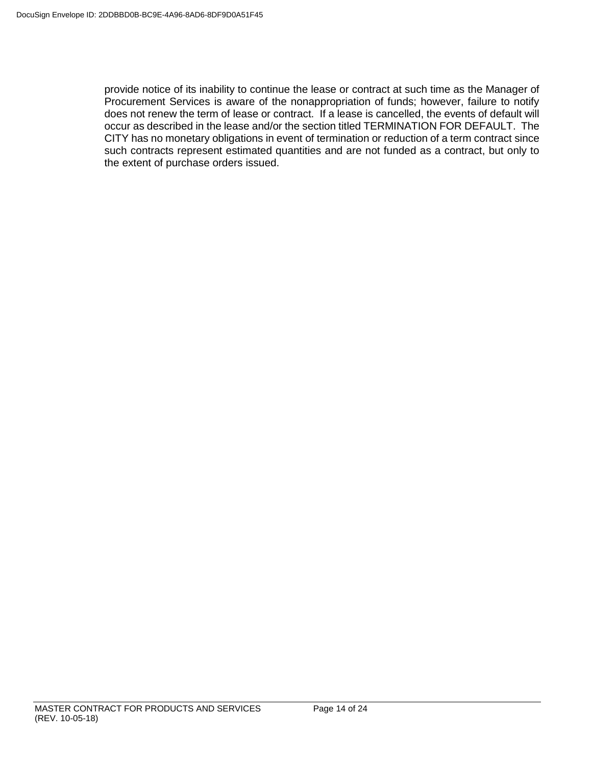provide notice of its inability to continue the lease or contract at such time as the Manager of Procurement Services is aware of the nonappropriation of funds; however, failure to notify does not renew the term of lease or contract. If a lease is cancelled, the events of default will occur as described in the lease and/or the section titled TERMINATION FOR DEFAULT. The CITY has no monetary obligations in event of termination or reduction of a term contract since such contracts represent estimated quantities and are not funded as a contract, but only to the extent of purchase orders issued.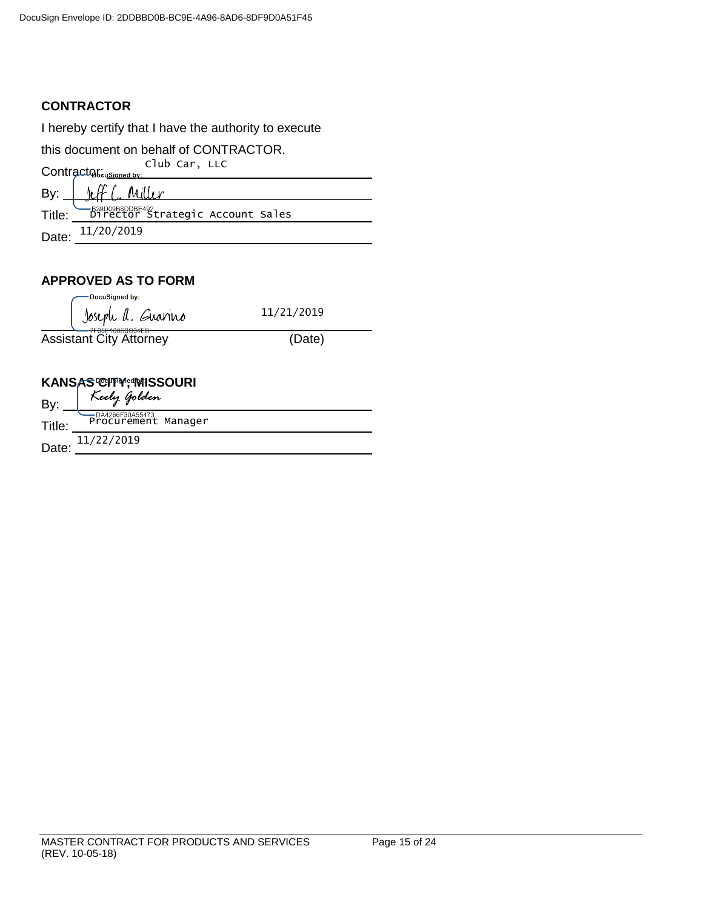**CONTRACTOR**

I hereby certify that I have the authority to execute this document on behalf of CONTRACTOR.

Contractor: Club Car, LLC

By: Jeff C. Miller

Title: Director Strategic Account Sales

Date: 11/20/2019

**APPROVED AS TO FORM**

Joseph A. Guarino 11/21/2019

Assistant City Attorney (Date)

**KANSAS CITY, MISSOURI**

By: Keely Golden

Title: Procurement Manager

Date: 11/22/2019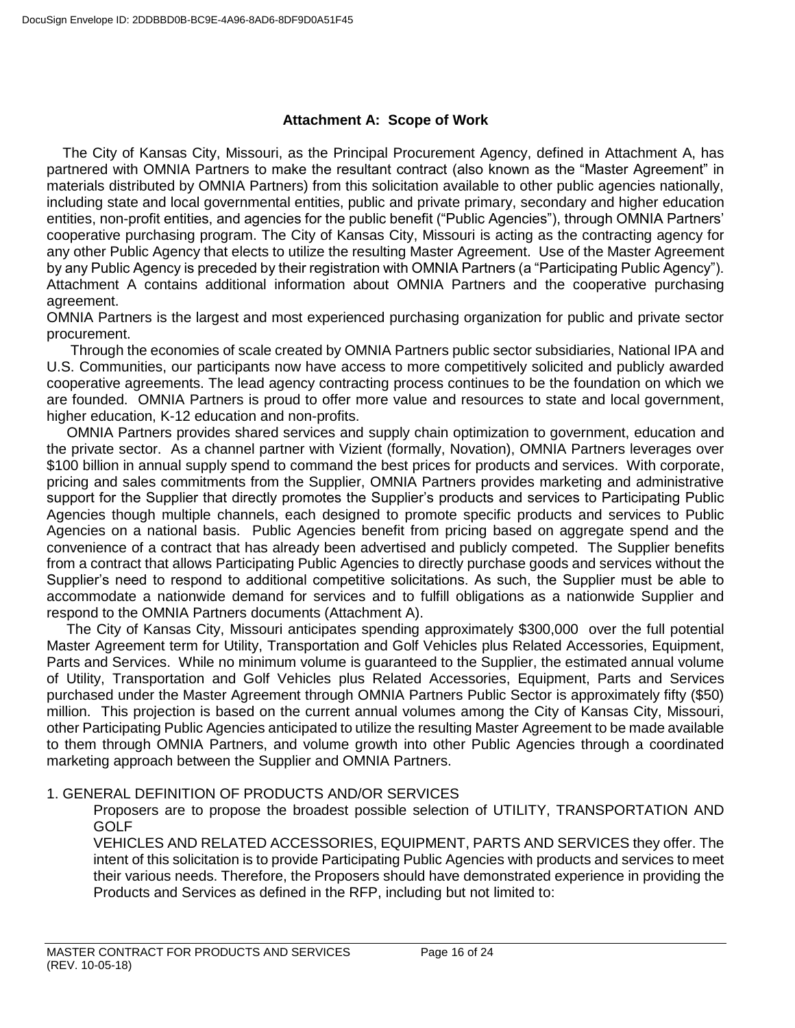## Attachment A: Scope of Work

The City of Kansas City, Missouri, as the Principal Procurement Agency, defined in Attachment A, has partnered with OMNIA Partners to make the resultant contract (also known as the "Master Agreement" in materials distributed by OMNIA Partners) from this solicitation available to other public agencies nationally, including state and local governmental entities, public and private primary, secondary and higher education entities, non-profit entities, and agencies for the public benefit ("Public Agencies"), through OMNIA Partners' cooperative purchasing program. The City of Kansas City, Missouri is acting as the contracting agency for any other Public Agency that elects to utilize the resulting Master Agreement. Use of the Master Agreement by any Public Agency is preceded by their registration with OMNIA Partners (a "Participating Public Agency"). Attachment A contains additional information about OMNIA Partners and the cooperative purchasing agreement.

OMNIA Partners is the largest and most experienced purchasing organization for public and private sector procurement.

Through the economies of scale created by OMNIA Partners public sector subsidiaries, National IPA and U.S. Communities, our participants now have access to more competitively solicited and publicly awarded cooperative agreements. The lead agency contracting process continues to be the foundation on which we are founded. OMNIA Partners is proud to offer more value and resources to state and local government, higher education, K-12 education and non-profits.

OMNIA Partners provides shared services and supply chain optimization to government, education and the private sector. As a channel partner with Vizient (formally, Novation), OMNIA Partners leverages over $100 billion in annual supply spend to command the best prices for products and services. With corporate, pricing and sales commitments from the Supplier, OMNIA Partners provides marketing and administrative support for the Supplier that directly promotes the Supplier's products and services to Participating Public Agencies though multiple channels, each designed to promote specific products and services to Public Agencies on a national basis. Public Agencies benefit from pricing based on aggregate spend and the convenience of a contract that has already been advertised and publicly competed. The Supplier benefits from a contract that allows Participating Public Agencies to directly purchase goods and services without the Supplier's need to respond to additional competitive solicitations. As such, the Supplier must be able to accommodate a nationwide demand for services and to fulfill obligations as a nationwide Supplier and respond to the OMNIA Partners documents (Attachment A).

The City of Kansas City, Missouri anticipates spending approximately $300,000 over the full potential Master Agreement term for Utility, Transportation and Golf Vehicles plus Related Accessories, Equipment, Parts and Services. While no minimum volume is guaranteed to the Supplier, the estimated annual volume of Utility, Transportation and Golf Vehicles plus Related Accessories, Equipment, Parts and Services purchased under the Master Agreement through OMNIA Partners Public Sector is approximately fifty ($50) million. This projection is based on the current annual volumes among the City of Kansas City, Missouri, other Participating Public Agencies anticipated to utilize the resulting Master Agreement to be made available to them through OMNIA Partners, and volume growth into other Public Agencies through a coordinated marketing approach between the Supplier and OMNIA Partners.

1. GENERAL DEFINITION OF PRODUCTS AND/OR SERVICES

Proposers are to propose the broadest possible selection of UTILITY, TRANSPORTATION AND GOLF VEHICLES AND RELATED ACCESSORIES, EQUIPMENT, PARTS AND SERVICES they offer. The intent of this solicitation is to provide Participating Public Agencies with products and services to meet their various needs. Therefore, the Proposers should have demonstrated experience in providing the Products and Services as defined in the RFP, including but not limited to: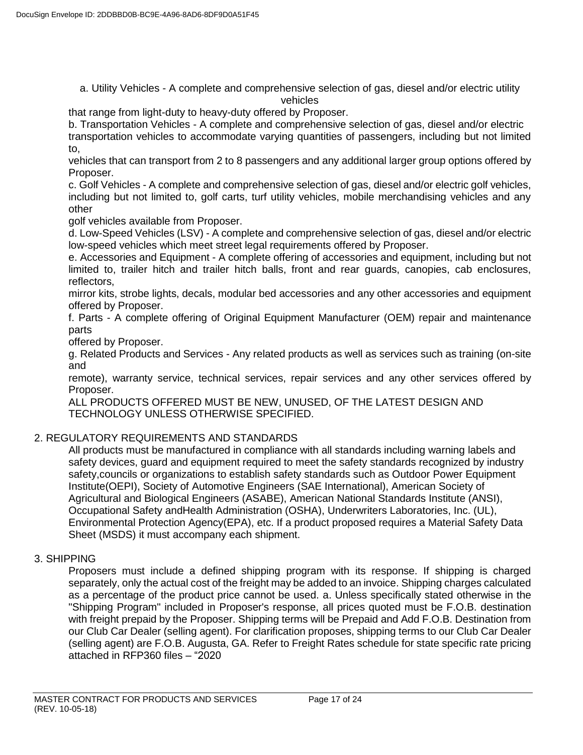a. Utility Vehicles - A complete and comprehensive selection of gas, diesel and/or electric utility vehicles that range from light-duty to heavy-duty offered by Proposer.

b. Transportation Vehicles - A complete and comprehensive selection of gas, diesel and/or electric transportation vehicles to accommodate varying quantities of passengers, including but not limited to, vehicles that can transport from 2 to 8 passengers and any additional larger group options offered by Proposer.

c. Golf Vehicles - A complete and comprehensive selection of gas, diesel and/or electric golf vehicles, including but not limited to, golf carts, turf utility vehicles, mobile merchandising vehicles and any other golf vehicles available from Proposer.

d. Low-Speed Vehicles (LSV) - A complete and comprehensive selection of gas, diesel and/or electric low-speed vehicles which meet street legal requirements offered by Proposer.

e. Accessories and Equipment - A complete offering of accessories and equipment, including but not limited to, trailer hitch and trailer hitch balls, front and rear guards, canopies, cab enclosures, reflectors, mirror kits, strobe lights, decals, modular bed accessories and any other accessories and equipment offered by Proposer.

f. Parts - A complete offering of Original Equipment Manufacturer (OEM) repair and maintenance parts offered by Proposer.

g. Related Products and Services - Any related products as well as services such as training (on-site and remote), warranty service, technical services, repair services and any other services offered by Proposer.

ALL PRODUCTS OFFERED MUST BE NEW, UNUSED, OF THE LATEST DESIGN AND TECHNOLOGY UNLESS OTHERWISE SPECIFIED.

## 2. REGULATORY REQUIREMENTS AND STANDARDS

All products must be manufactured in compliance with all standards including warning labels and safety devices, guard and equipment required to meet the safety standards recognized by industry safety,councils or organizations to establish safety standards such as Outdoor Power Equipment Institute(OEPI), Society of Automotive Engineers (SAE International), American Society of Agricultural and Biological Engineers (ASABE), American National Standards Institute (ANSI), Occupational Safety andHealth Administration (OSHA), Underwriters Laboratories, Inc. (UL), Environmental Protection Agency(EPA), etc. If a product proposed requires a Material Safety Data Sheet (MSDS) it must accompany each shipment.

## 3. SHIPPING

Proposers must include a defined shipping program with its response. If shipping is charged separately, only the actual cost of the freight may be added to an invoice. Shipping charges calculated as a percentage of the product price cannot be used. a. Unless specifically stated otherwise in the "Shipping Program" included in Proposer's response, all prices quoted must be F.O.B. destination with freight prepaid by the Proposer. Shipping terms will be Prepaid and Add F.O.B. Destination from our Club Car Dealer (selling agent). For clarification proposes, shipping terms to our Club Car Dealer (selling agent) are F.O.B. Augusta, GA. Refer to Freight Rates schedule for state specific rate pricing attached in RFP360 files – "2020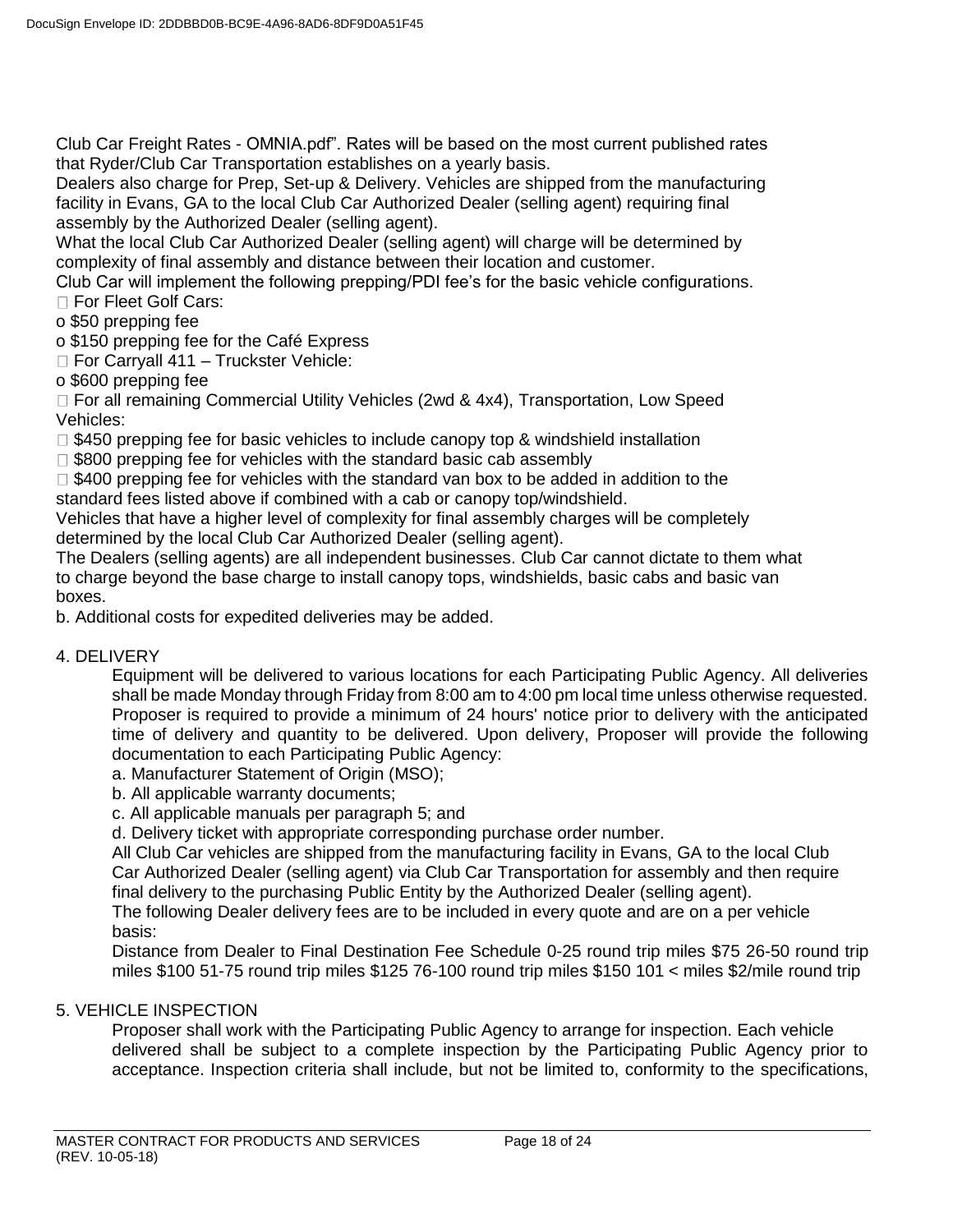Club Car Freight Rates - OMNIA.pdf". Rates will be based on the most current published rates that Ryder/Club Car Transportation establishes on a yearly basis.

Dealers also charge for Prep, Set-up & Delivery. Vehicles are shipped from the manufacturing facility in Evans, GA to the local Club Car Authorized Dealer (selling agent) requiring final assembly by the Authorized Dealer (selling agent).

What the local Club Car Authorized Dealer (selling agent) will charge will be determined by complexity of final assembly and distance between their location and customer.

Club Car will implement the following prepping/PDI fee's for the basic vehicle configurations.

- For Fleet Golf Cars:
  - o $50 prepping fee
  - o $150 prepping fee for the Café Express
- For Carryall 411 – Truckster Vehicle:
  - o $600 prepping fee
- For all remaining Commercial Utility Vehicles (2wd & 4x4), Transportation, Low Speed Vehicles:
- $450 prepping fee for basic vehicles to include canopy top & windshield installation
- $800 prepping fee for vehicles with the standard basic cab assembly
- $400 prepping fee for vehicles with the standard van box to be added in addition to the standard fees listed above if combined with a cab or canopy top/windshield.

Vehicles that have a higher level of complexity for final assembly charges will be completely determined by the local Club Car Authorized Dealer (selling agent).

The Dealers (selling agents) are all independent businesses. Club Car cannot dictate to them what to charge beyond the base charge to install canopy tops, windshields, basic cabs and basic van boxes.

b. Additional costs for expedited deliveries may be added.

4. DELIVERY

Equipment will be delivered to various locations for each Participating Public Agency. All deliveries shall be made Monday through Friday from 8:00 am to 4:00 pm local time unless otherwise requested. Proposer is required to provide a minimum of 24 hours' notice prior to delivery with the anticipated time of delivery and quantity to be delivered. Upon delivery, Proposer will provide the following documentation to each Participating Public Agency:

a. Manufacturer Statement of Origin (MSO);
b. All applicable warranty documents;
c. All applicable manuals per paragraph 5; and
d. Delivery ticket with appropriate corresponding purchase order number.

All Club Car vehicles are shipped from the manufacturing facility in Evans, GA to the local Club Car Authorized Dealer (selling agent) via Club Car Transportation for assembly and then require final delivery to the purchasing Public Entity by the Authorized Dealer (selling agent).

The following Dealer delivery fees are to be included in every quote and are on a per vehicle basis:

Distance from Dealer to Final Destination Fee Schedule 0-25 round trip miles $75 26-50 round trip miles $100 51-75 round trip miles $125 76-100 round trip miles $150 101 < miles $2/mile round trip

5. VEHICLE INSPECTION

Proposer shall work with the Participating Public Agency to arrange for inspection. Each vehicle delivered shall be subject to a complete inspection by the Participating Public Agency prior to acceptance. Inspection criteria shall include, but not be limited to, conformity to the specifications,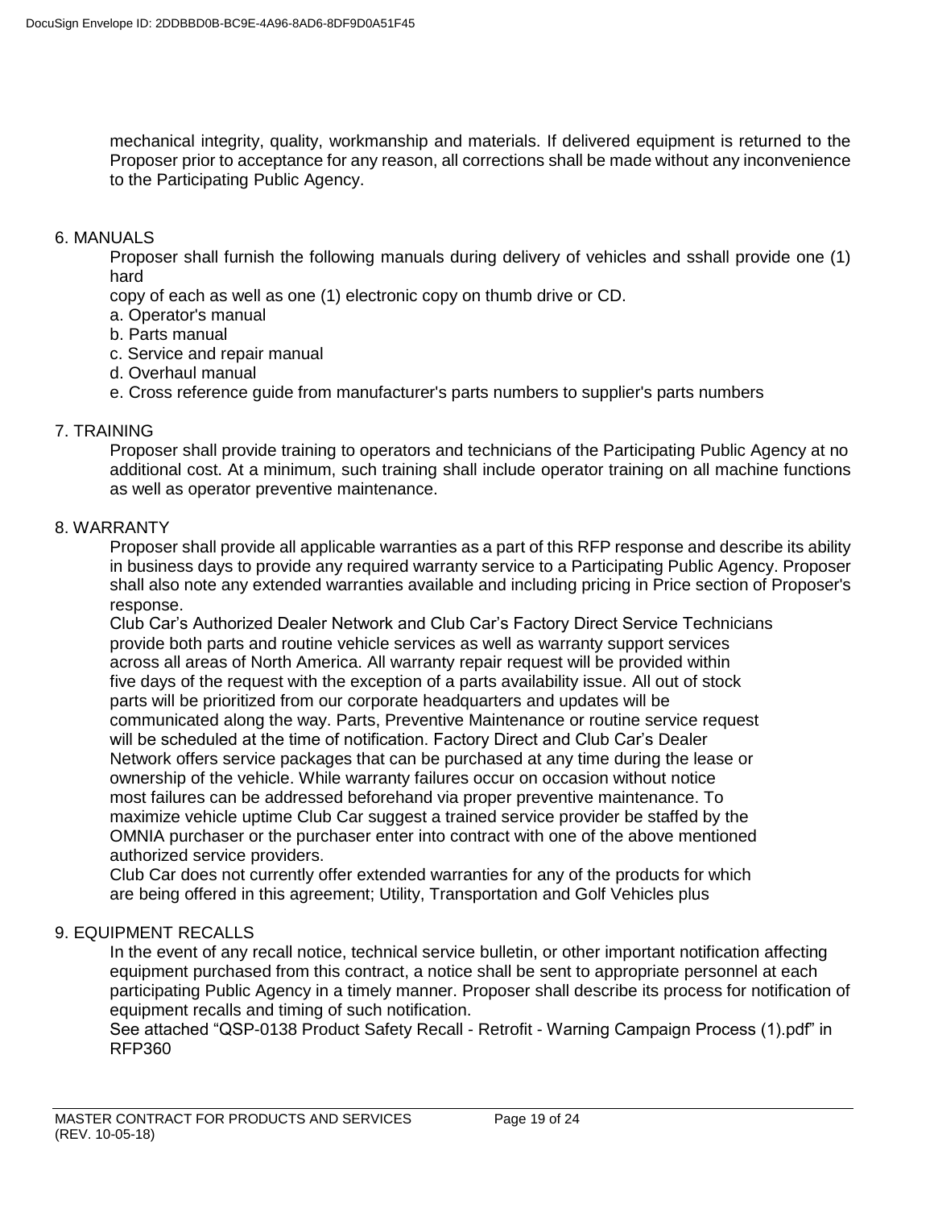mechanical integrity, quality, workmanship and materials. If delivered equipment is returned to the Proposer prior to acceptance for any reason, all corrections shall be made without any inconvenience to the Participating Public Agency.

## 6. MANUALS

Proposer shall furnish the following manuals during delivery of vehicles and sshall provide one (1) hard
copy of each as well as one (1) electronic copy on thumb drive or CD.

a. Operator's manual
b. Parts manual
c. Service and repair manual
d. Overhaul manual
e. Cross reference guide from manufacturer's parts numbers to supplier's parts numbers

## 7. TRAINING

Proposer shall provide training to operators and technicians of the Participating Public Agency at no additional cost. At a minimum, such training shall include operator training on all machine functions as well as operator preventive maintenance.

## 8. WARRANTY

Proposer shall provide all applicable warranties as a part of this RFP response and describe its ability in business days to provide any required warranty service to a Participating Public Agency. Proposer shall also note any extended warranties available and including pricing in Price section of Proposer's response.

Club Car's Authorized Dealer Network and Club Car's Factory Direct Service Technicians provide both parts and routine vehicle services as well as warranty support services across all areas of North America. All warranty repair request will be provided within five days of the request with the exception of a parts availability issue. All out of stock parts will be prioritized from our corporate headquarters and updates will be communicated along the way. Parts, Preventive Maintenance or routine service request will be scheduled at the time of notification. Factory Direct and Club Car's Dealer Network offers service packages that can be purchased at any time during the lease or ownership of the vehicle. While warranty failures occur on occasion without notice most failures can be addressed beforehand via proper preventive maintenance. To maximize vehicle uptime Club Car suggest a trained service provider be staffed by the OMNIA purchaser or the purchaser enter into contract with one of the above mentioned authorized service providers.

Club Car does not currently offer extended warranties for any of the products for which are being offered in this agreement; Utility, Transportation and Golf Vehicles plus

## 9. EQUIPMENT RECALLS

In the event of any recall notice, technical service bulletin, or other important notification affecting equipment purchased from this contract, a notice shall be sent to appropriate personnel at each participating Public Agency in a timely manner. Proposer shall describe its process for notification of equipment recalls and timing of such notification.

See attached "QSP-0138 Product Safety Recall - Retrofit - Warning Campaign Process (1).pdf" in RFP360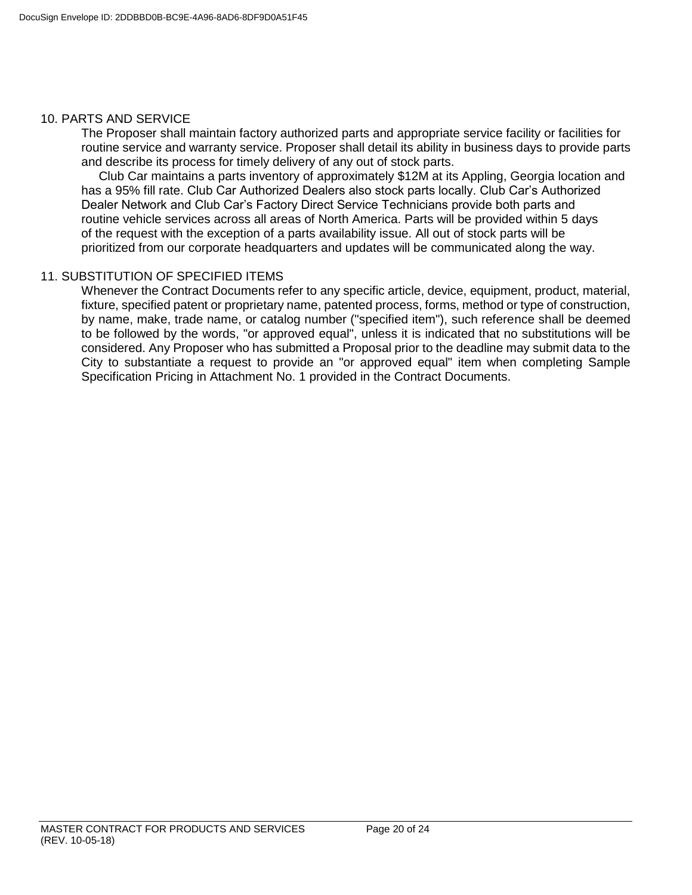## 10. PARTS AND SERVICE

The Proposer shall maintain factory authorized parts and appropriate service facility or facilities for routine service and warranty service. Proposer shall detail its ability in business days to provide parts and describe its process for timely delivery of any out of stock parts.

Club Car maintains a parts inventory of approximately $12M at its Appling, Georgia location and has a 95% fill rate. Club Car Authorized Dealers also stock parts locally. Club Car's Authorized Dealer Network and Club Car's Factory Direct Service Technicians provide both parts and routine vehicle services across all areas of North America. Parts will be provided within 5 days of the request with the exception of a parts availability issue. All out of stock parts will be prioritized from our corporate headquarters and updates will be communicated along the way.

## 11. SUBSTITUTION OF SPECIFIED ITEMS

Whenever the Contract Documents refer to any specific article, device, equipment, product, material, fixture, specified patent or proprietary name, patented process, forms, method or type of construction, by name, make, trade name, or catalog number ("specified item"), such reference shall be deemed to be followed by the words, "or approved equal", unless it is indicated that no substitutions will be considered. Any Proposer who has submitted a Proposal prior to the deadline may submit data to the City to substantiate a request to provide an "or approved equal" item when completing Sample Specification Pricing in Attachment No. 1 provided in the Contract Documents.